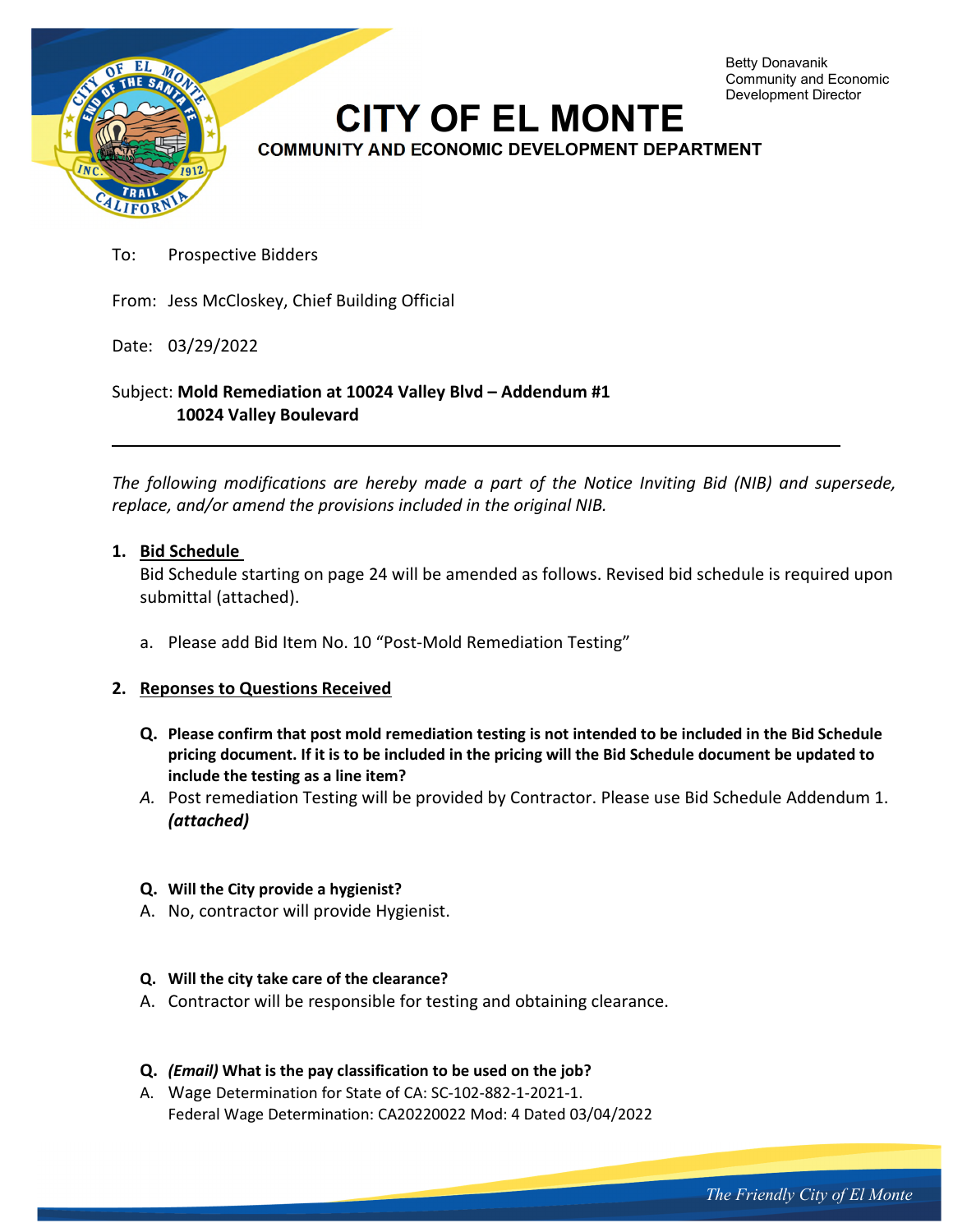Betty Donavanik
Community and Economic
Development Director

# CITY OF EL MONTE

## COMMUNITY AND ECONOMIC DEVELOPMENT DEPARTMENT

To: Prospective Bidders

From: Jess McCloskey, Chief Building Official

Date: 03/29/2022

Subject: **Mold Remediation at 10024 Valley Blvd – Addendum #1**
**10024 Valley Boulevard**

---

*The following modifications are hereby made a part of the Notice Inviting Bid (NIB) and supersede, replace, and/or amend the provisions included in the original NIB.*

1. **Bid Schedule**

   Bid Schedule starting on page 24 will be amended as follows. Revised bid schedule is required upon submittal (attached).

   a. Please add Bid Item No. 10 "Post-Mold Remediation Testing"

2. **Reponses to Questions Received**

   **Q. Please confirm that post mold remediation testing is not intended to be included in the Bid Schedule pricing document. If it is to be included in the pricing will the Bid Schedule document be updated to include the testing as a line item?**

   *A.* Post remediation Testing will be provided by Contractor. Please use Bid Schedule Addendum 1. ***(attached)***

   **Q. Will the City provide a hygienist?**

   A. No, contractor will provide Hygienist.

   **Q. Will the city take care of the clearance?**

   A. Contractor will be responsible for testing and obtaining clearance.

   **Q. *(Email)* What is the pay classification to be used on the job?**

   A. Wage Determination for State of CA: SC-102-882-1-2021-1.
   Federal Wage Determination: CA20220022 Mod: 4 Dated 03/04/2022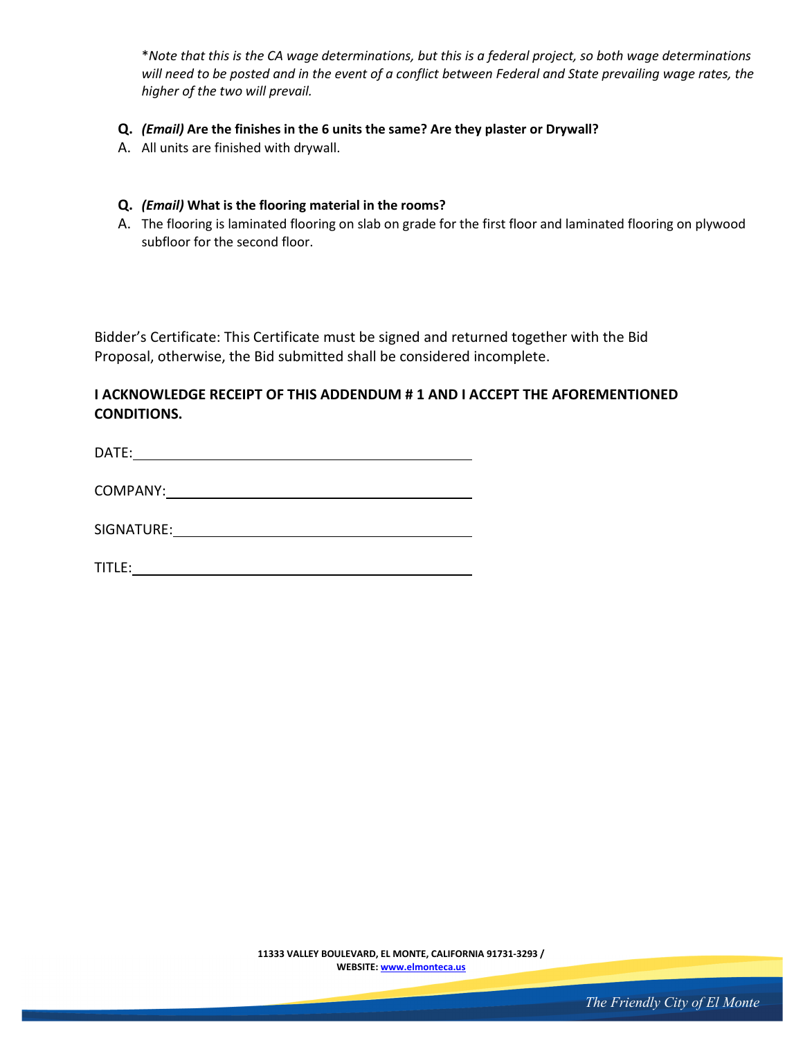*\*Note that this is the CA wage determinations, but this is a federal project, so both wage determinations will need to be posted and in the event of a conflict between Federal and State prevailing wage rates, the higher of the two will prevail.*

**Q.** ***(Email)* Are the finishes in the 6 units the same? Are they plaster or Drywall?**

A. All units are finished with drywall.

**Q.** ***(Email)* What is the flooring material in the rooms?**

A. The flooring is laminated flooring on slab on grade for the first floor and laminated flooring on plywood subfloor for the second floor.

Bidder's Certificate: This Certificate must be signed and returned together with the Bid Proposal, otherwise, the Bid submitted shall be considered incomplete.

**I ACKNOWLEDGE RECEIPT OF THIS ADDENDUM # 1 AND I ACCEPT THE AFOREMENTIONED CONDITIONS.**

DATE: ______________________________

COMPANY: ______________________________

SIGNATURE: ______________________________

TITLE: ______________________________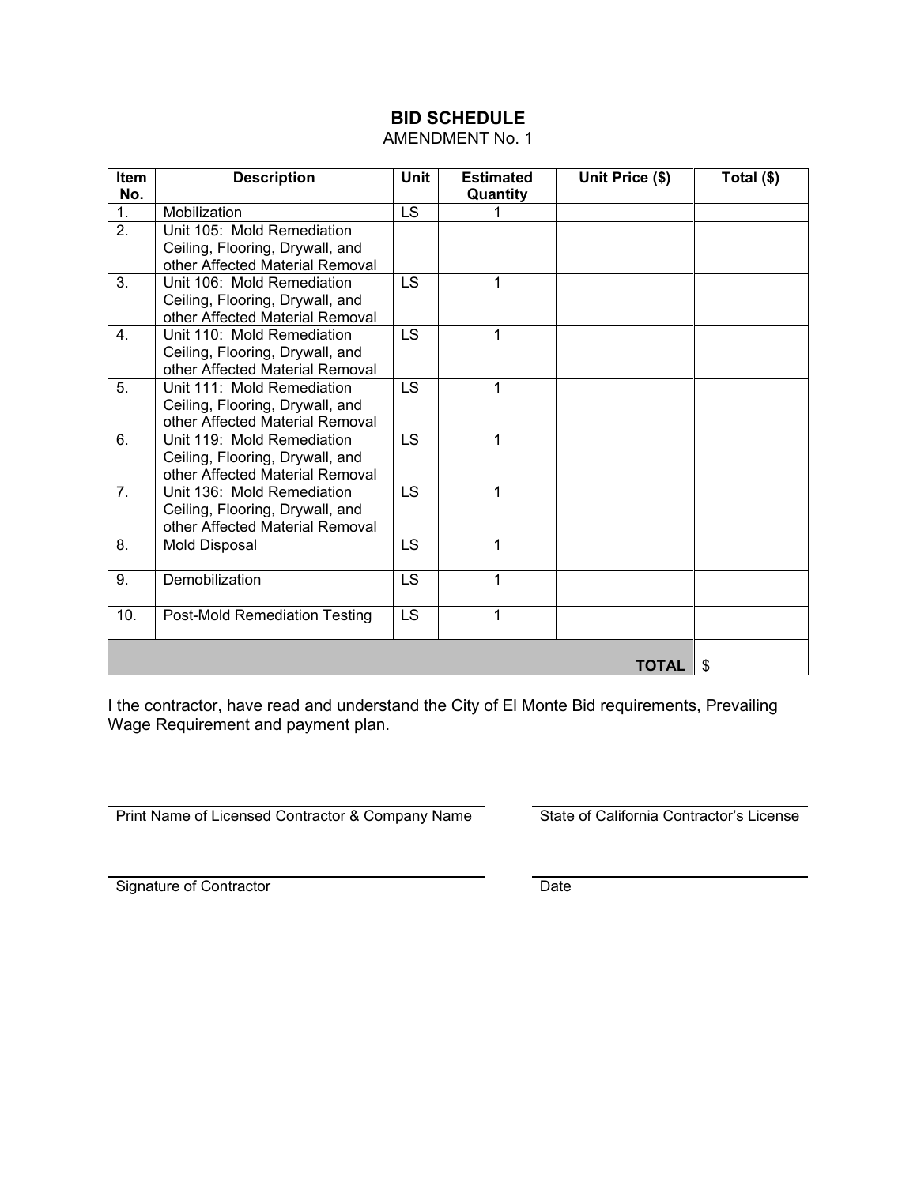# BID SCHEDULE

AMENDMENT No. 1

| Item No. | Description | Unit | Estimated Quantity | Unit Price ($) | Total ($) |
|---|---|---|---|---|---|
| 1. | Mobilization | LS | 1 | | |
| 2. | Unit 105: Mold Remediation Ceiling, Flooring, Drywall, and other Affected Material Removal | | | | |
| 3. | Unit 106: Mold Remediation Ceiling, Flooring, Drywall, and other Affected Material Removal | LS | 1 | | |
| 4. | Unit 110: Mold Remediation Ceiling, Flooring, Drywall, and other Affected Material Removal | LS | 1 | | |
| 5. | Unit 111: Mold Remediation Ceiling, Flooring, Drywall, and other Affected Material Removal | LS | 1 | | |
| 6. | Unit 119: Mold Remediation Ceiling, Flooring, Drywall, and other Affected Material Removal | LS | 1 | | |
| 7. | Unit 136: Mold Remediation Ceiling, Flooring, Drywall, and other Affected Material Removal | LS | 1 | | |
| 8. | Mold Disposal | LS | 1 | | |
| 9. | Demobilization | LS | 1 | | |
| 10. | Post-Mold Remediation Testing | LS | 1 | | |
| | | | | **TOTAL** | $ |

I the contractor, have read and understand the City of El Monte Bid requirements, Prevailing Wage Requirement and payment plan.

Print Name of Licensed Contractor & Company Name

State of California Contractor's License

Signature of Contractor

Date